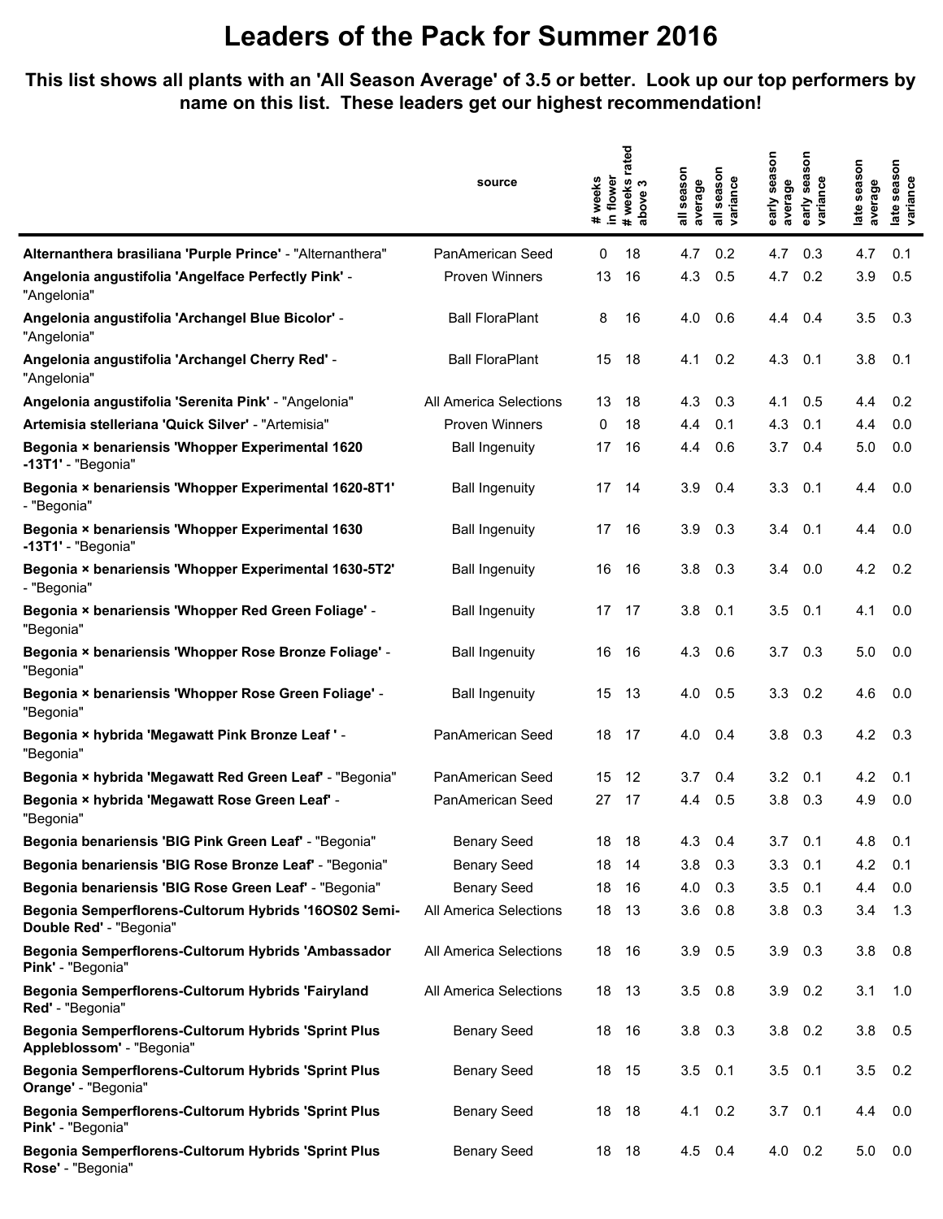# Leaders of the Pack for Summer 2016

**This list shows all plants with an 'All Season Average' of 3.5 or better. Look up our top performers by name on this list. These leaders get our highest recommendation!**

| | source | # weeks in flower | # weeks rated above 3 | all season average | all season variance | early season average | early season variance | late season average | late season variance |
|---|---|---|---|---|---|---|---|---|---|
| **Alternanthera brasiliana 'Purple Prince'** - "Alternanthera" | PanAmerican Seed | 0 | 18 | 4.7 | 0.2 | 4.7 | 0.3 | 4.7 | 0.1 |
| **Angelonia angustifolia 'Angelface Perfectly Pink'** - "Angelonia" | Proven Winners | 13 | 16 | 4.3 | 0.5 | 4.7 | 0.2 | 3.9 | 0.5 |
| **Angelonia angustifolia 'Archangel Blue Bicolor'** - "Angelonia" | Ball FloraPlant | 8 | 16 | 4.0 | 0.6 | 4.4 | 0.4 | 3.5 | 0.3 |
| **Angelonia angustifolia 'Archangel Cherry Red'** - "Angelonia" | Ball FloraPlant | 15 | 18 | 4.1 | 0.2 | 4.3 | 0.1 | 3.8 | 0.1 |
| **Angelonia angustifolia 'Serenita Pink'** - "Angelonia" | All America Selections | 13 | 18 | 4.3 | 0.3 | 4.1 | 0.5 | 4.4 | 0.2 |
| **Artemisia stelleriana 'Quick Silver'** - "Artemisia" | Proven Winners | 0 | 18 | 4.4 | 0.1 | 4.3 | 0.1 | 4.4 | 0.0 |
| **Begonia × benariensis 'Whopper Experimental 1620 -13T1'** - "Begonia" | Ball Ingenuity | 17 | 16 | 4.4 | 0.6 | 3.7 | 0.4 | 5.0 | 0.0 |
| **Begonia × benariensis 'Whopper Experimental 1620-8T1'** - "Begonia" | Ball Ingenuity | 17 | 14 | 3.9 | 0.4 | 3.3 | 0.1 | 4.4 | 0.0 |
| **Begonia × benariensis 'Whopper Experimental 1630 -13T1'** - "Begonia" | Ball Ingenuity | 17 | 16 | 3.9 | 0.3 | 3.4 | 0.1 | 4.4 | 0.0 |
| **Begonia × benariensis 'Whopper Experimental 1630-5T2'** - "Begonia" | Ball Ingenuity | 16 | 16 | 3.8 | 0.3 | 3.4 | 0.0 | 4.2 | 0.2 |
| **Begonia × benariensis 'Whopper Red Green Foliage'** - "Begonia" | Ball Ingenuity | 17 | 17 | 3.8 | 0.1 | 3.5 | 0.1 | 4.1 | 0.0 |
| **Begonia × benariensis 'Whopper Rose Bronze Foliage'** - "Begonia" | Ball Ingenuity | 16 | 16 | 4.3 | 0.6 | 3.7 | 0.3 | 5.0 | 0.0 |
| **Begonia × benariensis 'Whopper Rose Green Foliage'** - "Begonia" | Ball Ingenuity | 15 | 13 | 4.0 | 0.5 | 3.3 | 0.2 | 4.6 | 0.0 |
| **Begonia × hybrida 'Megawatt Pink Bronze Leaf '** - "Begonia" | PanAmerican Seed | 18 | 17 | 4.0 | 0.4 | 3.8 | 0.3 | 4.2 | 0.3 |
| **Begonia × hybrida 'Megawatt Red Green Leaf'** - "Begonia" | PanAmerican Seed | 15 | 12 | 3.7 | 0.4 | 3.2 | 0.1 | 4.2 | 0.1 |
| **Begonia × hybrida 'Megawatt Rose Green Leaf'** - "Begonia" | PanAmerican Seed | 27 | 17 | 4.4 | 0.5 | 3.8 | 0.3 | 4.9 | 0.0 |
| **Begonia benariensis 'BIG Pink Green Leaf'** - "Begonia" | Benary Seed | 18 | 18 | 4.3 | 0.4 | 3.7 | 0.1 | 4.8 | 0.1 |
| **Begonia benariensis 'BIG Rose Bronze Leaf'** - "Begonia" | Benary Seed | 18 | 14 | 3.8 | 0.3 | 3.3 | 0.1 | 4.2 | 0.1 |
| **Begonia benariensis 'BIG Rose Green Leaf'** - "Begonia" | Benary Seed | 18 | 16 | 4.0 | 0.3 | 3.5 | 0.1 | 4.4 | 0.0 |
| **Begonia Semperflorens-Cultorum Hybrids '16OS02 Semi-Double Red'** - "Begonia" | All America Selections | 18 | 13 | 3.6 | 0.8 | 3.8 | 0.3 | 3.4 | 1.3 |
| **Begonia Semperflorens-Cultorum Hybrids 'Ambassador Pink'** - "Begonia" | All America Selections | 18 | 16 | 3.9 | 0.5 | 3.9 | 0.3 | 3.8 | 0.8 |
| **Begonia Semperflorens-Cultorum Hybrids 'Fairyland Red'** - "Begonia" | All America Selections | 18 | 13 | 3.5 | 0.8 | 3.9 | 0.2 | 3.1 | 1.0 |
| **Begonia Semperflorens-Cultorum Hybrids 'Sprint Plus Appleblossom'** - "Begonia" | Benary Seed | 18 | 16 | 3.8 | 0.3 | 3.8 | 0.2 | 3.8 | 0.5 |
| **Begonia Semperflorens-Cultorum Hybrids 'Sprint Plus Orange'** - "Begonia" | Benary Seed | 18 | 15 | 3.5 | 0.1 | 3.5 | 0.1 | 3.5 | 0.2 |
| **Begonia Semperflorens-Cultorum Hybrids 'Sprint Plus Pink'** - "Begonia" | Benary Seed | 18 | 18 | 4.1 | 0.2 | 3.7 | 0.1 | 4.4 | 0.0 |
| **Begonia Semperflorens-Cultorum Hybrids 'Sprint Plus Rose'** - "Begonia" | Benary Seed | 18 | 18 | 4.5 | 0.4 | 4.0 | 0.2 | 5.0 | 0.0 |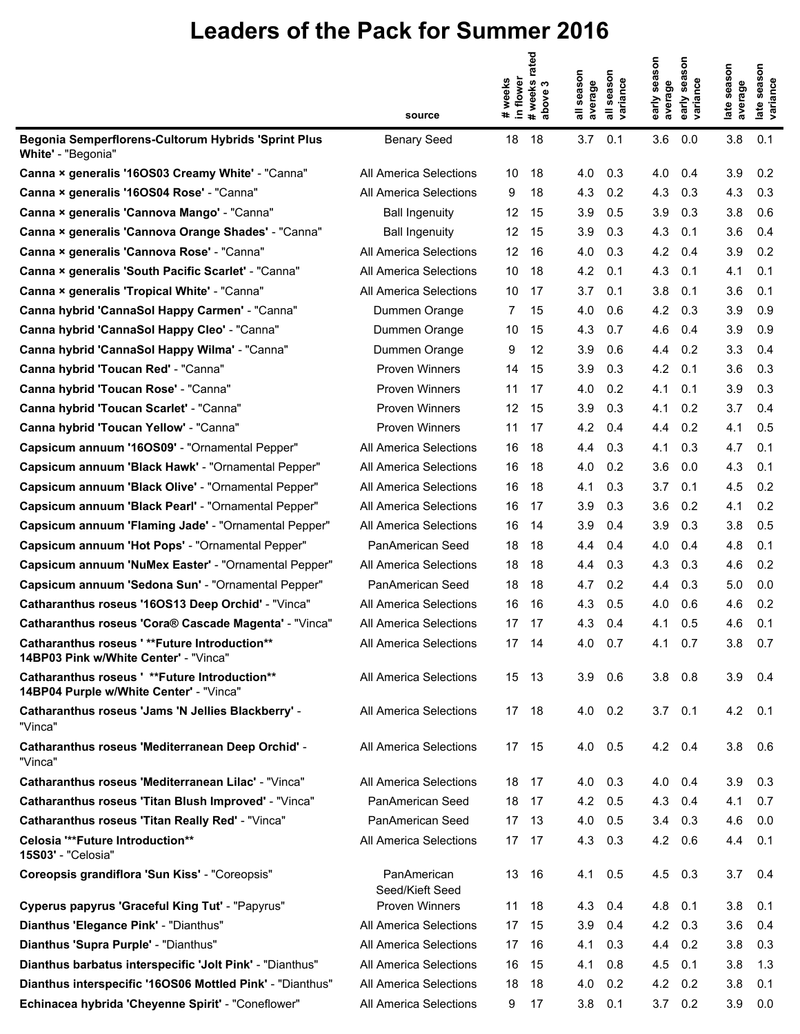# Leaders of the Pack for Summer 2016

| | source | # weeks in flower | # weeks rated above 3 | all season average | all season variance | early season average | early season variance | late season average | late season variance |
|---|---|---|---|---|---|---|---|---|---|
| **Begonia Semperflorens-Cultorum Hybrids 'Sprint Plus White'** - "Begonia" | Benary Seed | 18 | 18 | 3.7 | 0.1 | 3.6 | 0.0 | 3.8 | 0.1 |
| **Canna × generalis '16OS03 Creamy White'** - "Canna" | All America Selections | 10 | 18 | 4.0 | 0.3 | 4.0 | 0.4 | 3.9 | 0.2 |
| **Canna × generalis '16OS04 Rose'** - "Canna" | All America Selections | 9 | 18 | 4.3 | 0.2 | 4.3 | 0.3 | 4.3 | 0.3 |
| **Canna × generalis 'Cannova Mango'** - "Canna" | Ball Ingenuity | 12 | 15 | 3.9 | 0.5 | 3.9 | 0.3 | 3.8 | 0.6 |
| **Canna × generalis 'Cannova Orange Shades'** - "Canna" | Ball Ingenuity | 12 | 15 | 3.9 | 0.3 | 4.3 | 0.1 | 3.6 | 0.4 |
| **Canna × generalis 'Cannova Rose'** - "Canna" | All America Selections | 12 | 16 | 4.0 | 0.3 | 4.2 | 0.4 | 3.9 | 0.2 |
| **Canna × generalis 'South Pacific Scarlet'** - "Canna" | All America Selections | 10 | 18 | 4.2 | 0.1 | 4.3 | 0.1 | 4.1 | 0.1 |
| **Canna × generalis 'Tropical White'** - "Canna" | All America Selections | 10 | 17 | 3.7 | 0.1 | 3.8 | 0.1 | 3.6 | 0.1 |
| **Canna hybrid 'CannaSol Happy Carmen'** - "Canna" | Dummen Orange | 7 | 15 | 4.0 | 0.6 | 4.2 | 0.3 | 3.9 | 0.9 |
| **Canna hybrid 'CannaSol Happy Cleo'** - "Canna" | Dummen Orange | 10 | 15 | 4.3 | 0.7 | 4.6 | 0.4 | 3.9 | 0.9 |
| **Canna hybrid 'CannaSol Happy Wilma'** - "Canna" | Dummen Orange | 9 | 12 | 3.9 | 0.6 | 4.4 | 0.2 | 3.3 | 0.4 |
| **Canna hybrid 'Toucan Red'** - "Canna" | Proven Winners | 14 | 15 | 3.9 | 0.3 | 4.2 | 0.1 | 3.6 | 0.3 |
| **Canna hybrid 'Toucan Rose'** - "Canna" | Proven Winners | 11 | 17 | 4.0 | 0.2 | 4.1 | 0.1 | 3.9 | 0.3 |
| **Canna hybrid 'Toucan Scarlet'** - "Canna" | Proven Winners | 12 | 15 | 3.9 | 0.3 | 4.1 | 0.2 | 3.7 | 0.4 |
| **Canna hybrid 'Toucan Yellow'** - "Canna" | Proven Winners | 11 | 17 | 4.2 | 0.4 | 4.4 | 0.2 | 4.1 | 0.5 |
| **Capsicum annuum '16OS09'** - "Ornamental Pepper" | All America Selections | 16 | 18 | 4.4 | 0.3 | 4.1 | 0.3 | 4.7 | 0.1 |
| **Capsicum annuum 'Black Hawk'** - "Ornamental Pepper" | All America Selections | 16 | 18 | 4.0 | 0.2 | 3.6 | 0.0 | 4.3 | 0.1 |
| **Capsicum annuum 'Black Olive'** - "Ornamental Pepper" | All America Selections | 16 | 18 | 4.1 | 0.3 | 3.7 | 0.1 | 4.5 | 0.2 |
| **Capsicum annuum 'Black Pearl'** - "Ornamental Pepper" | All America Selections | 16 | 17 | 3.9 | 0.3 | 3.6 | 0.2 | 4.1 | 0.2 |
| **Capsicum annuum 'Flaming Jade'** - "Ornamental Pepper" | All America Selections | 16 | 14 | 3.9 | 0.4 | 3.9 | 0.3 | 3.8 | 0.5 |
| **Capsicum annuum 'Hot Pops'** - "Ornamental Pepper" | PanAmerican Seed | 18 | 18 | 4.4 | 0.4 | 4.0 | 0.4 | 4.8 | 0.1 |
| **Capsicum annuum 'NuMex Easter'** - "Ornamental Pepper" | All America Selections | 18 | 18 | 4.4 | 0.3 | 4.3 | 0.3 | 4.6 | 0.2 |
| **Capsicum annuum 'Sedona Sun'** - "Ornamental Pepper" | PanAmerican Seed | 18 | 18 | 4.7 | 0.2 | 4.4 | 0.3 | 5.0 | 0.0 |
| **Catharanthus roseus '16OS13 Deep Orchid'** - "Vinca" | All America Selections | 16 | 16 | 4.3 | 0.5 | 4.0 | 0.6 | 4.6 | 0.2 |
| **Catharanthus roseus 'Cora® Cascade Magenta'** - "Vinca" | All America Selections | 17 | 17 | 4.3 | 0.4 | 4.1 | 0.5 | 4.6 | 0.1 |
| **Catharanthus roseus ' **Future Introduction** 14BP03 Pink w/White Center'** - "Vinca" | All America Selections | 17 | 14 | 4.0 | 0.7 | 4.1 | 0.7 | 3.8 | 0.7 |
| **Catharanthus roseus ' **Future Introduction** 14BP04 Purple w/White Center'** - "Vinca" | All America Selections | 15 | 13 | 3.9 | 0.6 | 3.8 | 0.8 | 3.9 | 0.4 |
| **Catharanthus roseus 'Jams 'N Jellies Blackberry'** - "Vinca" | All America Selections | 17 | 18 | 4.0 | 0.2 | 3.7 | 0.1 | 4.2 | 0.1 |
| **Catharanthus roseus 'Mediterranean Deep Orchid'** - "Vinca" | All America Selections | 17 | 15 | 4.0 | 0.5 | 4.2 | 0.4 | 3.8 | 0.6 |
| **Catharanthus roseus 'Mediterranean Lilac'** - "Vinca" | All America Selections | 18 | 17 | 4.0 | 0.3 | 4.0 | 0.4 | 3.9 | 0.3 |
| **Catharanthus roseus 'Titan Blush Improved'** - "Vinca" | PanAmerican Seed | 18 | 17 | 4.2 | 0.5 | 4.3 | 0.4 | 4.1 | 0.7 |
| **Catharanthus roseus 'Titan Really Red'** - "Vinca" | PanAmerican Seed | 17 | 13 | 4.0 | 0.5 | 3.4 | 0.3 | 4.6 | 0.0 |
| **Celosia '**Future Introduction** 15S03'** - "Celosia" | All America Selections | 17 | 17 | 4.3 | 0.3 | 4.2 | 0.6 | 4.4 | 0.1 |
| **Coreopsis grandiflora 'Sun Kiss'** - "Coreopsis" | PanAmerican Seed/Kieft Seed | 13 | 16 | 4.1 | 0.5 | 4.5 | 0.3 | 3.7 | 0.4 |
| **Cyperus papyrus 'Graceful King Tut'** - "Papyrus" | Proven Winners | 11 | 18 | 4.3 | 0.4 | 4.8 | 0.1 | 3.8 | 0.1 |
| **Dianthus 'Elegance Pink'** - "Dianthus" | All America Selections | 17 | 15 | 3.9 | 0.4 | 4.2 | 0.3 | 3.6 | 0.4 |
| **Dianthus 'Supra Purple'** - "Dianthus" | All America Selections | 17 | 16 | 4.1 | 0.3 | 4.4 | 0.2 | 3.8 | 0.3 |
| **Dianthus barbatus interspecific 'Jolt Pink'** - "Dianthus" | All America Selections | 16 | 15 | 4.1 | 0.8 | 4.5 | 0.1 | 3.8 | 1.3 |
| **Dianthus interspecific '16OS06 Mottled Pink'** - "Dianthus" | All America Selections | 18 | 18 | 4.0 | 0.2 | 4.2 | 0.2 | 3.8 | 0.1 |
| **Echinacea hybrida 'Cheyenne Spirit'** - "Coneflower" | All America Selections | 9 | 17 | 3.8 | 0.1 | 3.7 | 0.2 | 3.9 | 0.0 |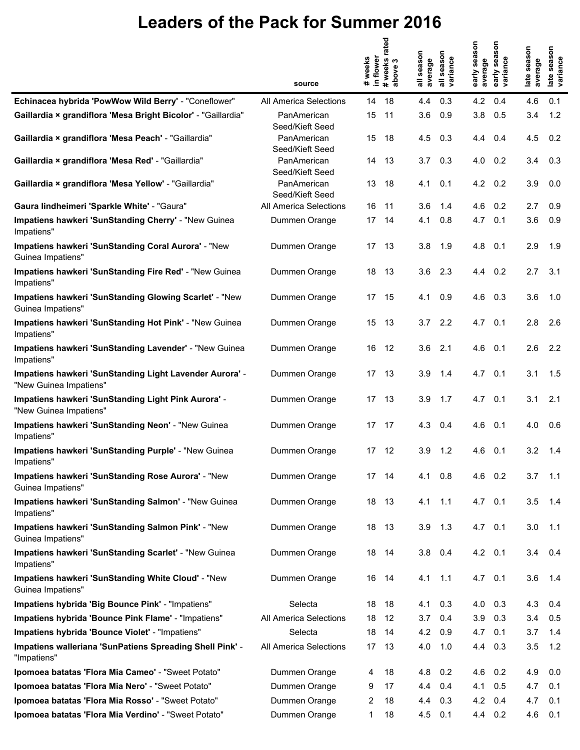# Leaders of the Pack for Summer 2016

| | source | # weeks in flower | # weeks rated above 3 | all season average | all season variance | early season average | early season variance | late season average | late season variance |
|---|---|---|---|---|---|---|---|---|---|
| **Echinacea hybrida 'PowWow Wild Berry'** - "Coneflower" | All America Selections | 14 | 18 | 4.4 | 0.3 | 4.2 | 0.4 | 4.6 | 0.1 |
| **Gaillardia × grandiflora 'Mesa Bright Bicolor'** - "Gaillardia" | PanAmerican Seed/Kieft Seed | 15 | 11 | 3.6 | 0.9 | 3.8 | 0.5 | 3.4 | 1.2 |
| **Gaillardia × grandiflora 'Mesa Peach'** - "Gaillardia" | PanAmerican Seed/Kieft Seed | 15 | 18 | 4.5 | 0.3 | 4.4 | 0.4 | 4.5 | 0.2 |
| **Gaillardia × grandiflora 'Mesa Red'** - "Gaillardia" | PanAmerican Seed/Kieft Seed | 14 | 13 | 3.7 | 0.3 | 4.0 | 0.2 | 3.4 | 0.3 |
| **Gaillardia × grandiflora 'Mesa Yellow'** - "Gaillardia" | PanAmerican Seed/Kieft Seed | 13 | 18 | 4.1 | 0.1 | 4.2 | 0.2 | 3.9 | 0.0 |
| **Gaura lindheimeri 'Sparkle White'** - "Gaura" | All America Selections | 16 | 11 | 3.6 | 1.4 | 4.6 | 0.2 | 2.7 | 0.9 |
| **Impatiens hawkeri 'SunStanding Cherry'** - "New Guinea Impatiens" | Dummen Orange | 17 | 14 | 4.1 | 0.8 | 4.7 | 0.1 | 3.6 | 0.9 |
| **Impatiens hawkeri 'SunStanding Coral Aurora'** - "New Guinea Impatiens" | Dummen Orange | 17 | 13 | 3.8 | 1.9 | 4.8 | 0.1 | 2.9 | 1.9 |
| **Impatiens hawkeri 'SunStanding Fire Red'** - "New Guinea Impatiens" | Dummen Orange | 18 | 13 | 3.6 | 2.3 | 4.4 | 0.2 | 2.7 | 3.1 |
| **Impatiens hawkeri 'SunStanding Glowing Scarlet'** - "New Guinea Impatiens" | Dummen Orange | 17 | 15 | 4.1 | 0.9 | 4.6 | 0.3 | 3.6 | 1.0 |
| **Impatiens hawkeri 'SunStanding Hot Pink'** - "New Guinea Impatiens" | Dummen Orange | 15 | 13 | 3.7 | 2.2 | 4.7 | 0.1 | 2.8 | 2.6 |
| **Impatiens hawkeri 'SunStanding Lavender'** - "New Guinea Impatiens" | Dummen Orange | 16 | 12 | 3.6 | 2.1 | 4.6 | 0.1 | 2.6 | 2.2 |
| **Impatiens hawkeri 'SunStanding Light Lavender Aurora'** - "New Guinea Impatiens" | Dummen Orange | 17 | 13 | 3.9 | 1.4 | 4.7 | 0.1 | 3.1 | 1.5 |
| **Impatiens hawkeri 'SunStanding Light Pink Aurora'** - "New Guinea Impatiens" | Dummen Orange | 17 | 13 | 3.9 | 1.7 | 4.7 | 0.1 | 3.1 | 2.1 |
| **Impatiens hawkeri 'SunStanding Neon'** - "New Guinea Impatiens" | Dummen Orange | 17 | 17 | 4.3 | 0.4 | 4.6 | 0.1 | 4.0 | 0.6 |
| **Impatiens hawkeri 'SunStanding Purple'** - "New Guinea Impatiens" | Dummen Orange | 17 | 12 | 3.9 | 1.2 | 4.6 | 0.1 | 3.2 | 1.4 |
| **Impatiens hawkeri 'SunStanding Rose Aurora'** - "New Guinea Impatiens" | Dummen Orange | 17 | 14 | 4.1 | 0.8 | 4.6 | 0.2 | 3.7 | 1.1 |
| **Impatiens hawkeri 'SunStanding Salmon'** - "New Guinea Impatiens" | Dummen Orange | 18 | 13 | 4.1 | 1.1 | 4.7 | 0.1 | 3.5 | 1.4 |
| **Impatiens hawkeri 'SunStanding Salmon Pink'** - "New Guinea Impatiens" | Dummen Orange | 18 | 13 | 3.9 | 1.3 | 4.7 | 0.1 | 3.0 | 1.1 |
| **Impatiens hawkeri 'SunStanding Scarlet'** - "New Guinea Impatiens" | Dummen Orange | 18 | 14 | 3.8 | 0.4 | 4.2 | 0.1 | 3.4 | 0.4 |
| **Impatiens hawkeri 'SunStanding White Cloud'** - "New Guinea Impatiens" | Dummen Orange | 16 | 14 | 4.1 | 1.1 | 4.7 | 0.1 | 3.6 | 1.4 |
| **Impatiens hybrida 'Big Bounce Pink'** - "Impatiens" | Selecta | 18 | 18 | 4.1 | 0.3 | 4.0 | 0.3 | 4.3 | 0.4 |
| **Impatiens hybrida 'Bounce Pink Flame'** - "Impatiens" | All America Selections | 18 | 12 | 3.7 | 0.4 | 3.9 | 0.3 | 3.4 | 0.5 |
| **Impatiens hybrida 'Bounce Violet'** - "Impatiens" | Selecta | 18 | 14 | 4.2 | 0.9 | 4.7 | 0.1 | 3.7 | 1.4 |
| **Impatiens walleriana 'SunPatiens Spreading Shell Pink'** - "Impatiens" | All America Selections | 17 | 13 | 4.0 | 1.0 | 4.4 | 0.3 | 3.5 | 1.2 |
| **Ipomoea batatas 'Flora Mia Cameo'** - "Sweet Potato" | Dummen Orange | 4 | 18 | 4.8 | 0.2 | 4.6 | 0.2 | 4.9 | 0.0 |
| **Ipomoea batatas 'Flora Mia Nero'** - "Sweet Potato" | Dummen Orange | 9 | 17 | 4.4 | 0.4 | 4.1 | 0.5 | 4.7 | 0.1 |
| **Ipomoea batatas 'Flora Mia Rosso'** - "Sweet Potato" | Dummen Orange | 2 | 18 | 4.4 | 0.3 | 4.2 | 0.4 | 4.7 | 0.1 |
| **Ipomoea batatas 'Flora Mia Verdino'** - "Sweet Potato" | Dummen Orange | 1 | 18 | 4.5 | 0.1 | 4.4 | 0.2 | 4.6 | 0.1 |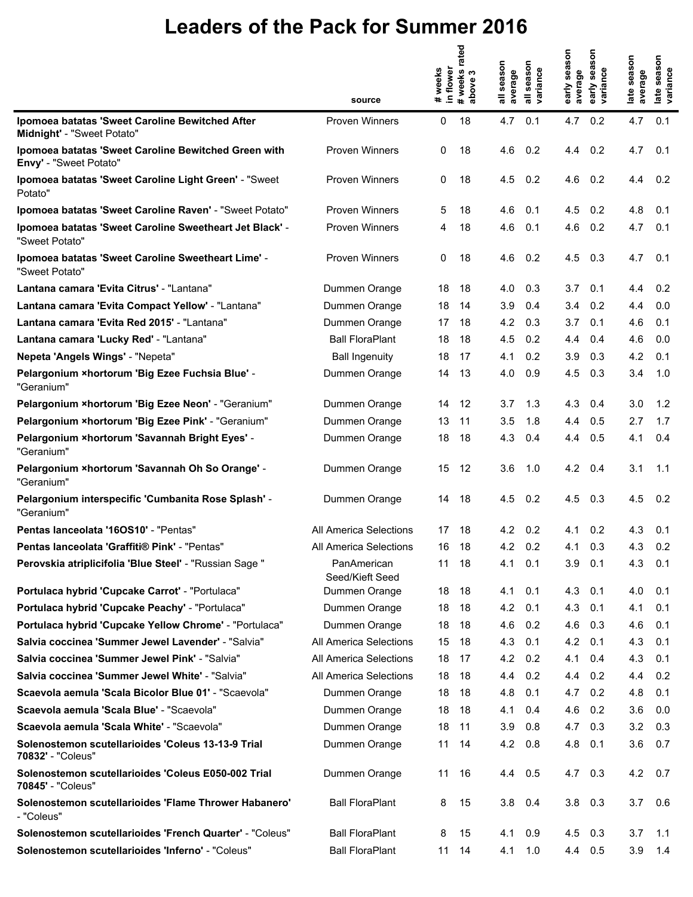# Leaders of the Pack for Summer 2016

| | source | # weeks in flower | # weeks rated above 3 | all season average | all season variance | early season average | early season variance | late season average | late season variance |
|---|---|---|---|---|---|---|---|---|---|
| **Ipomoea batatas 'Sweet Caroline Bewitched After Midnight'** - "Sweet Potato" | Proven Winners | 0 | 18 | 4.7 | 0.1 | 4.7 | 0.2 | 4.7 | 0.1 |
| **Ipomoea batatas 'Sweet Caroline Bewitched Green with Envy'** - "Sweet Potato" | Proven Winners | 0 | 18 | 4.6 | 0.2 | 4.4 | 0.2 | 4.7 | 0.1 |
| **Ipomoea batatas 'Sweet Caroline Light Green'** - "Sweet Potato" | Proven Winners | 0 | 18 | 4.5 | 0.2 | 4.6 | 0.2 | 4.4 | 0.2 |
| **Ipomoea batatas 'Sweet Caroline Raven'** - "Sweet Potato" | Proven Winners | 5 | 18 | 4.6 | 0.1 | 4.5 | 0.2 | 4.8 | 0.1 |
| **Ipomoea batatas 'Sweet Caroline Sweetheart Jet Black'** - "Sweet Potato" | Proven Winners | 4 | 18 | 4.6 | 0.1 | 4.6 | 0.2 | 4.7 | 0.1 |
| **Ipomoea batatas 'Sweet Caroline Sweetheart Lime'** - "Sweet Potato" | Proven Winners | 0 | 18 | 4.6 | 0.2 | 4.5 | 0.3 | 4.7 | 0.1 |
| **Lantana camara 'Evita Citrus'** - "Lantana" | Dummen Orange | 18 | 18 | 4.0 | 0.3 | 3.7 | 0.1 | 4.4 | 0.2 |
| **Lantana camara 'Evita Compact Yellow'** - "Lantana" | Dummen Orange | 18 | 14 | 3.9 | 0.4 | 3.4 | 0.2 | 4.4 | 0.0 |
| **Lantana camara 'Evita Red 2015'** - "Lantana" | Dummen Orange | 17 | 18 | 4.2 | 0.3 | 3.7 | 0.1 | 4.6 | 0.1 |
| **Lantana camara 'Lucky Red'** - "Lantana" | Ball FloraPlant | 18 | 18 | 4.5 | 0.2 | 4.4 | 0.4 | 4.6 | 0.0 |
| **Nepeta 'Angels Wings'** - "Nepeta" | Ball Ingenuity | 18 | 17 | 4.1 | 0.2 | 3.9 | 0.3 | 4.2 | 0.1 |
| **Pelargonium ×hortorum 'Big Ezee Fuchsia Blue'** - "Geranium" | Dummen Orange | 14 | 13 | 4.0 | 0.9 | 4.5 | 0.3 | 3.4 | 1.0 |
| **Pelargonium ×hortorum 'Big Ezee Neon'** - "Geranium" | Dummen Orange | 14 | 12 | 3.7 | 1.3 | 4.3 | 0.4 | 3.0 | 1.2 |
| **Pelargonium ×hortorum 'Big Ezee Pink'** - "Geranium" | Dummen Orange | 13 | 11 | 3.5 | 1.8 | 4.4 | 0.5 | 2.7 | 1.7 |
| **Pelargonium ×hortorum 'Savannah Bright Eyes'** - "Geranium" | Dummen Orange | 18 | 18 | 4.3 | 0.4 | 4.4 | 0.5 | 4.1 | 0.4 |
| **Pelargonium ×hortorum 'Savannah Oh So Orange'** - "Geranium" | Dummen Orange | 15 | 12 | 3.6 | 1.0 | 4.2 | 0.4 | 3.1 | 1.1 |
| **Pelargonium interspecific 'Cumbanita Rose Splash'** - "Geranium" | Dummen Orange | 14 | 18 | 4.5 | 0.2 | 4.5 | 0.3 | 4.5 | 0.2 |
| **Pentas lanceolata '16OS10'** - "Pentas" | All America Selections | 17 | 18 | 4.2 | 0.2 | 4.1 | 0.2 | 4.3 | 0.1 |
| **Pentas lanceolata 'Graffiti® Pink'** - "Pentas" | All America Selections | 16 | 18 | 4.2 | 0.2 | 4.1 | 0.3 | 4.3 | 0.2 |
| **Perovskia atriplicifolia 'Blue Steel'** - "Russian Sage " | PanAmerican Seed/Kieft Seed | 11 | 18 | 4.1 | 0.1 | 3.9 | 0.1 | 4.3 | 0.1 |
| **Portulaca hybrid 'Cupcake Carrot'** - "Portulaca" | Dummen Orange | 18 | 18 | 4.1 | 0.1 | 4.3 | 0.1 | 4.0 | 0.1 |
| **Portulaca hybrid 'Cupcake Peachy'** - "Portulaca" | Dummen Orange | 18 | 18 | 4.2 | 0.1 | 4.3 | 0.1 | 4.1 | 0.1 |
| **Portulaca hybrid 'Cupcake Yellow Chrome'** - "Portulaca" | Dummen Orange | 18 | 18 | 4.6 | 0.2 | 4.6 | 0.3 | 4.6 | 0.1 |
| **Salvia coccinea 'Summer Jewel Lavender'** - "Salvia" | All America Selections | 15 | 18 | 4.3 | 0.1 | 4.2 | 0.1 | 4.3 | 0.1 |
| **Salvia coccinea 'Summer Jewel Pink'** - "Salvia" | All America Selections | 18 | 17 | 4.2 | 0.2 | 4.1 | 0.4 | 4.3 | 0.1 |
| **Salvia coccinea 'Summer Jewel White'** - "Salvia" | All America Selections | 18 | 18 | 4.4 | 0.2 | 4.4 | 0.2 | 4.4 | 0.2 |
| **Scaevola aemula 'Scala Bicolor Blue 01'** - "Scaevola" | Dummen Orange | 18 | 18 | 4.8 | 0.1 | 4.7 | 0.2 | 4.8 | 0.1 |
| **Scaevola aemula 'Scala Blue'** - "Scaevola" | Dummen Orange | 18 | 18 | 4.1 | 0.4 | 4.6 | 0.2 | 3.6 | 0.0 |
| **Scaevola aemula 'Scala White'** - "Scaevola" | Dummen Orange | 18 | 11 | 3.9 | 0.8 | 4.7 | 0.3 | 3.2 | 0.3 |
| **Solenostemon scutellarioides 'Coleus 13-13-9 Trial 70832'** - "Coleus" | Dummen Orange | 11 | 14 | 4.2 | 0.8 | 4.8 | 0.1 | 3.6 | 0.7 |
| **Solenostemon scutellarioides 'Coleus E050-002 Trial 70845'** - "Coleus" | Dummen Orange | 11 | 16 | 4.4 | 0.5 | 4.7 | 0.3 | 4.2 | 0.7 |
| **Solenostemon scutellarioides 'Flame Thrower Habanero'** - "Coleus" | Ball FloraPlant | 8 | 15 | 3.8 | 0.4 | 3.8 | 0.3 | 3.7 | 0.6 |
| **Solenostemon scutellarioides 'French Quarter'** - "Coleus" | Ball FloraPlant | 8 | 15 | 4.1 | 0.9 | 4.5 | 0.3 | 3.7 | 1.1 |
| **Solenostemon scutellarioides 'Inferno'** - "Coleus" | Ball FloraPlant | 11 | 14 | 4.1 | 1.0 | 4.4 | 0.5 | 3.9 | 1.4 |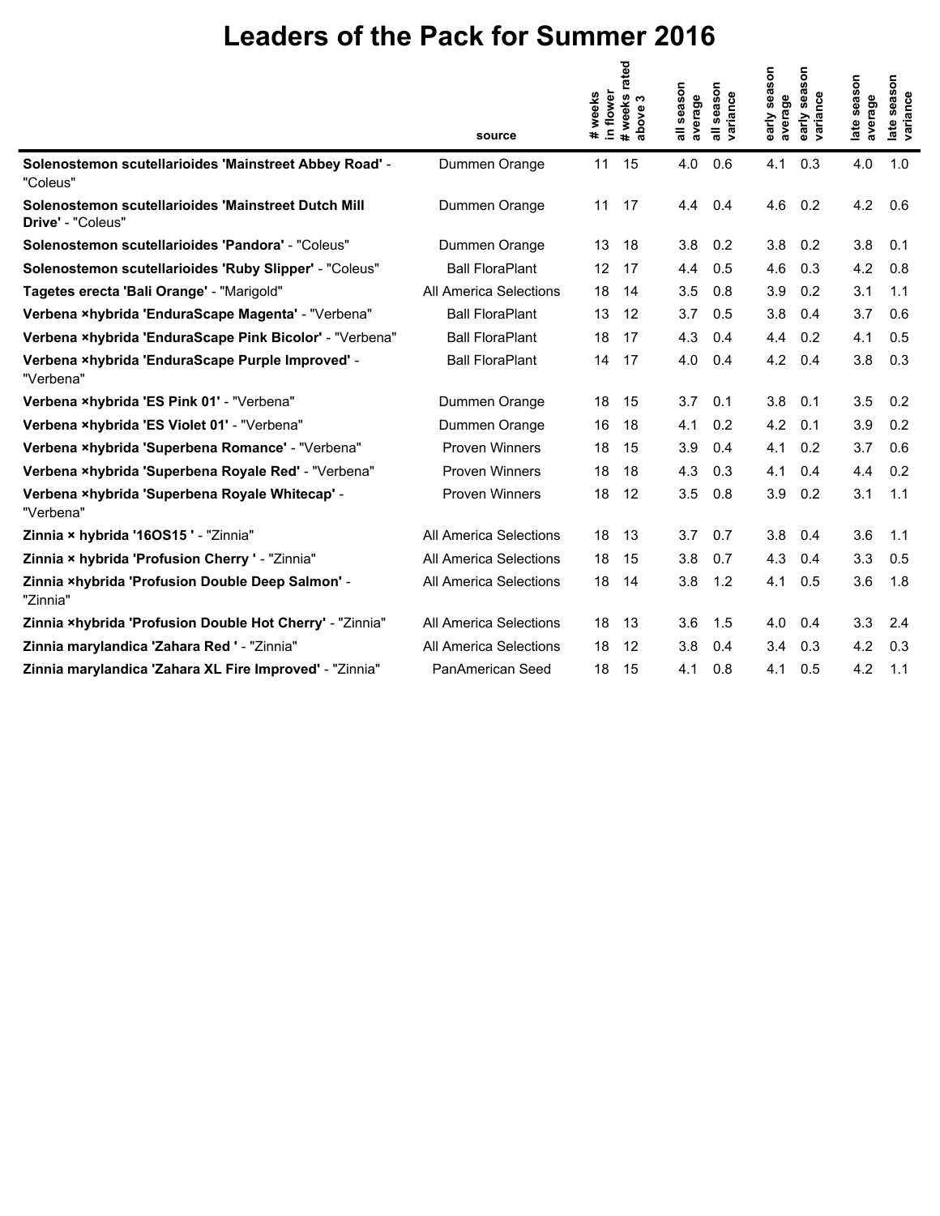# Leaders of the Pack for Summer 2016

| | source | # weeks in flower | # weeks rated above 3 | all season average | all season variance | early season average | early season variance | late season average | late season variance |
|---|---|---|---|---|---|---|---|---|---|
| **Solenostemon scutellarioides 'Mainstreet Abbey Road'** - "Coleus" | Dummen Orange | 11 | 15 | 4.0 | 0.6 | 4.1 | 0.3 | 4.0 | 1.0 |
| **Solenostemon scutellarioides 'Mainstreet Dutch Mill Drive'** - "Coleus" | Dummen Orange | 11 | 17 | 4.4 | 0.4 | 4.6 | 0.2 | 4.2 | 0.6 |
| **Solenostemon scutellarioides 'Pandora'** - "Coleus" | Dummen Orange | 13 | 18 | 3.8 | 0.2 | 3.8 | 0.2 | 3.8 | 0.1 |
| **Solenostemon scutellarioides 'Ruby Slipper'** - "Coleus" | Ball FloraPlant | 12 | 17 | 4.4 | 0.5 | 4.6 | 0.3 | 4.2 | 0.8 |
| **Tagetes erecta 'Bali Orange'** - "Marigold" | All America Selections | 18 | 14 | 3.5 | 0.8 | 3.9 | 0.2 | 3.1 | 1.1 |
| **Verbena ×hybrida 'EnduraScape Magenta'** - "Verbena" | Ball FloraPlant | 13 | 12 | 3.7 | 0.5 | 3.8 | 0.4 | 3.7 | 0.6 |
| **Verbena ×hybrida 'EnduraScape Pink Bicolor'** - "Verbena" | Ball FloraPlant | 18 | 17 | 4.3 | 0.4 | 4.4 | 0.2 | 4.1 | 0.5 |
| **Verbena ×hybrida 'EnduraScape Purple Improved'** - "Verbena" | Ball FloraPlant | 14 | 17 | 4.0 | 0.4 | 4.2 | 0.4 | 3.8 | 0.3 |
| **Verbena ×hybrida 'ES Pink 01'** - "Verbena" | Dummen Orange | 18 | 15 | 3.7 | 0.1 | 3.8 | 0.1 | 3.5 | 0.2 |
| **Verbena ×hybrida 'ES Violet 01'** - "Verbena" | Dummen Orange | 16 | 18 | 4.1 | 0.2 | 4.2 | 0.1 | 3.9 | 0.2 |
| **Verbena ×hybrida 'Superbena Romance'** - "Verbena" | Proven Winners | 18 | 15 | 3.9 | 0.4 | 4.1 | 0.2 | 3.7 | 0.6 |
| **Verbena ×hybrida 'Superbena Royale Red'** - "Verbena" | Proven Winners | 18 | 18 | 4.3 | 0.3 | 4.1 | 0.4 | 4.4 | 0.2 |
| **Verbena ×hybrida 'Superbena Royale Whitecap'** - "Verbena" | Proven Winners | 18 | 12 | 3.5 | 0.8 | 3.9 | 0.2 | 3.1 | 1.1 |
| **Zinnia × hybrida '16OS15 '** - "Zinnia" | All America Selections | 18 | 13 | 3.7 | 0.7 | 3.8 | 0.4 | 3.6 | 1.1 |
| **Zinnia × hybrida 'Profusion Cherry '** - "Zinnia" | All America Selections | 18 | 15 | 3.8 | 0.7 | 4.3 | 0.4 | 3.3 | 0.5 |
| **Zinnia ×hybrida 'Profusion Double Deep Salmon'** - "Zinnia" | All America Selections | 18 | 14 | 3.8 | 1.2 | 4.1 | 0.5 | 3.6 | 1.8 |
| **Zinnia ×hybrida 'Profusion Double Hot Cherry'** - "Zinnia" | All America Selections | 18 | 13 | 3.6 | 1.5 | 4.0 | 0.4 | 3.3 | 2.4 |
| **Zinnia marylandica 'Zahara Red '** - "Zinnia" | All America Selections | 18 | 12 | 3.8 | 0.4 | 3.4 | 0.3 | 4.2 | 0.3 |
| **Zinnia marylandica 'Zahara XL Fire Improved'** - "Zinnia" | PanAmerican Seed | 18 | 15 | 4.1 | 0.8 | 4.1 | 0.5 | 4.2 | 1.1 |